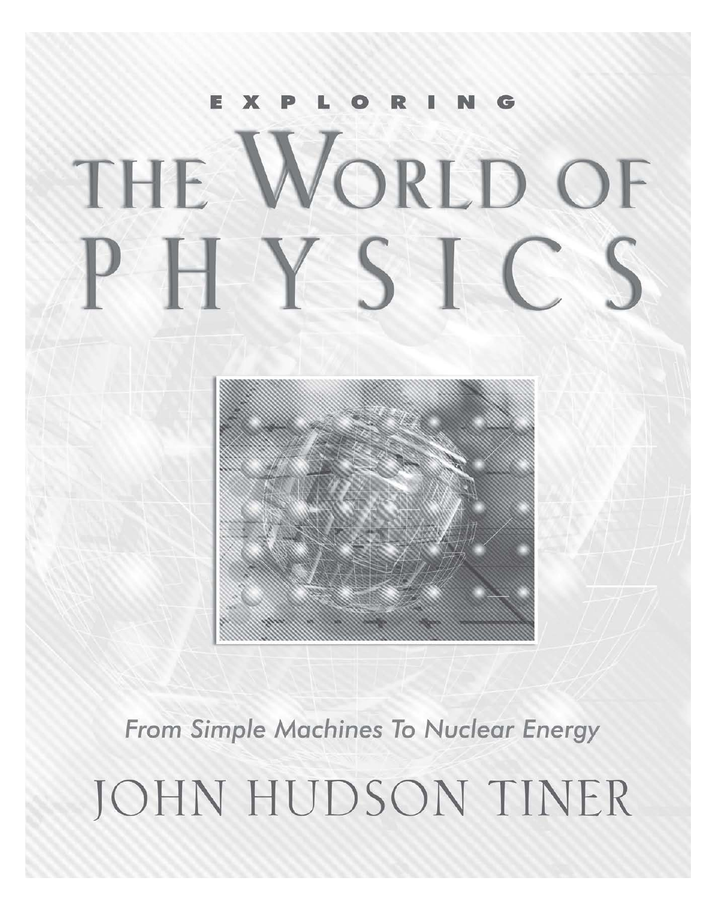# EXPLORING THE WORLD OF PHYSICS

*From Simple Machines To Nuclear Energy*

JOHN HUDSON TINER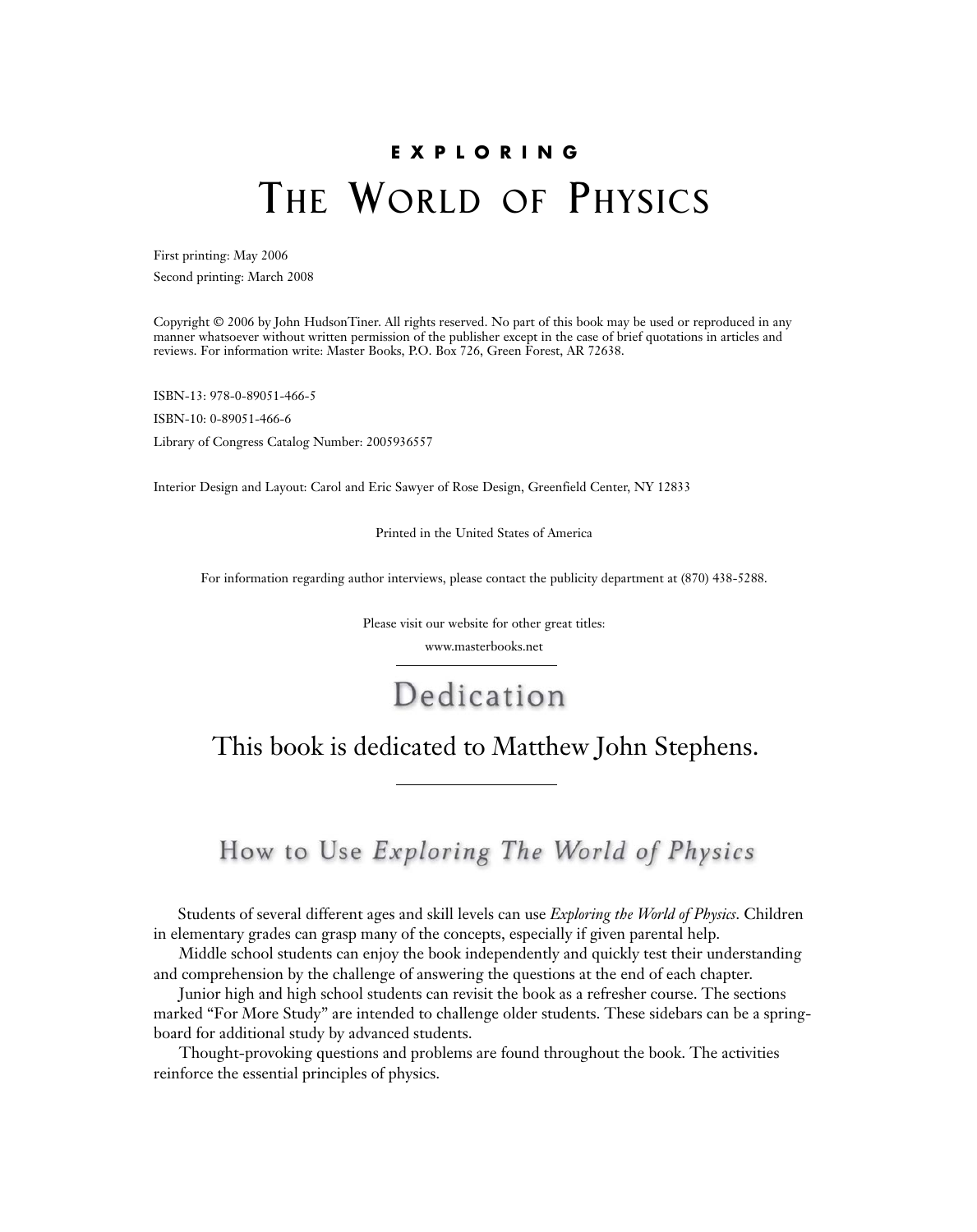# EXPLORING THE WORLD OF PHYSICS

First printing: May 2006

Second printing: March 2008

Copyright © 2006 by John HudsonTiner. All rights reserved. No part of this book may be used or reproduced in any manner whatsoever without written permission of the publisher except in the case of brief quotations in articles and reviews. For information write: Master Books, P.O. Box 726, Green Forest, AR 72638.

ISBN-13: 978-0-89051-466-5

ISBN-10: 0-89051-466-6

Library of Congress Catalog Number: 2005936557

Interior Design and Layout: Carol and Eric Sawyer of Rose Design, Greenfield Center, NY 12833

Printed in the United States of America

For information regarding author interviews, please contact the publicity department at (870) 438-5288.

Please visit our website for other great titles:

www.masterbooks.net

## Dedication

This book is dedicated to Matthew John Stephens.

## How to Use *Exploring The World of Physics*

Students of several different ages and skill levels can use *Exploring the World of Physics*. Children in elementary grades can grasp many of the concepts, especially if given parental help.

Middle school students can enjoy the book independently and quickly test their understanding and comprehension by the challenge of answering the questions at the end of each chapter.

Junior high and high school students can revisit the book as a refresher course. The sections marked "For More Study" are intended to challenge older students. These sidebars can be a springboard for additional study by advanced students.

Thought-provoking questions and problems are found throughout the book. The activities reinforce the essential principles of physics.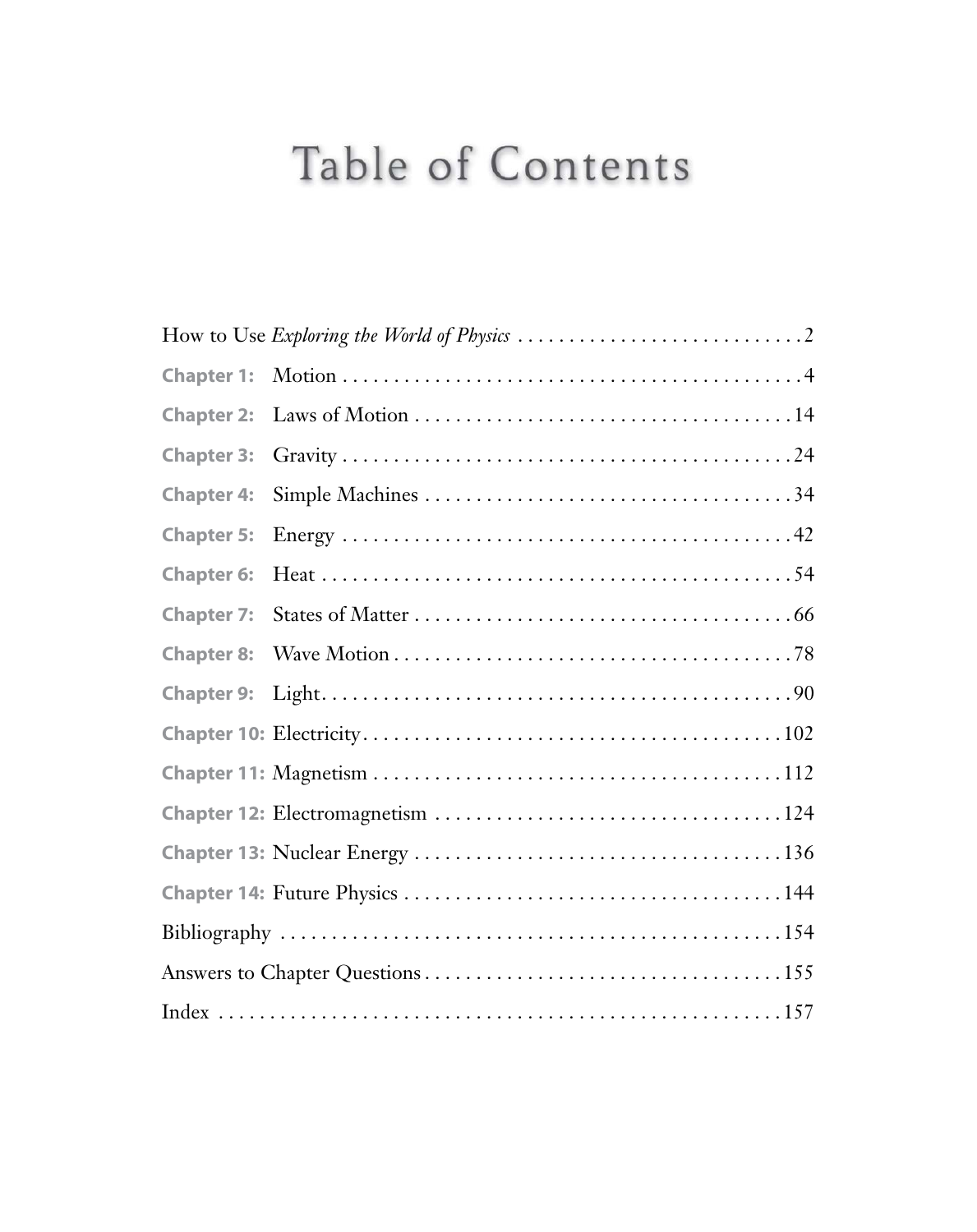# Table of Contents

| | | |
|---|---|---|
| How to Use *Exploring the World of Physics* | | 2 |
| **Chapter 1:** | Motion | 4 |
| **Chapter 2:** | Laws of Motion | 14 |
| **Chapter 3:** | Gravity | 24 |
| **Chapter 4:** | Simple Machines | 34 |
| **Chapter 5:** | Energy | 42 |
| **Chapter 6:** | Heat | 54 |
| **Chapter 7:** | States of Matter | 66 |
| **Chapter 8:** | Wave Motion | 78 |
| **Chapter 9:** | Light | 90 |
| **Chapter 10:** | Electricity | 102 |
| **Chapter 11:** | Magnetism | 112 |
| **Chapter 12:** | Electromagnetism | 124 |
| **Chapter 13:** | Nuclear Energy | 136 |
| **Chapter 14:** | Future Physics | 144 |
| Bibliography | | 154 |
| Answers to Chapter Questions | | 155 |
| Index | | 157 |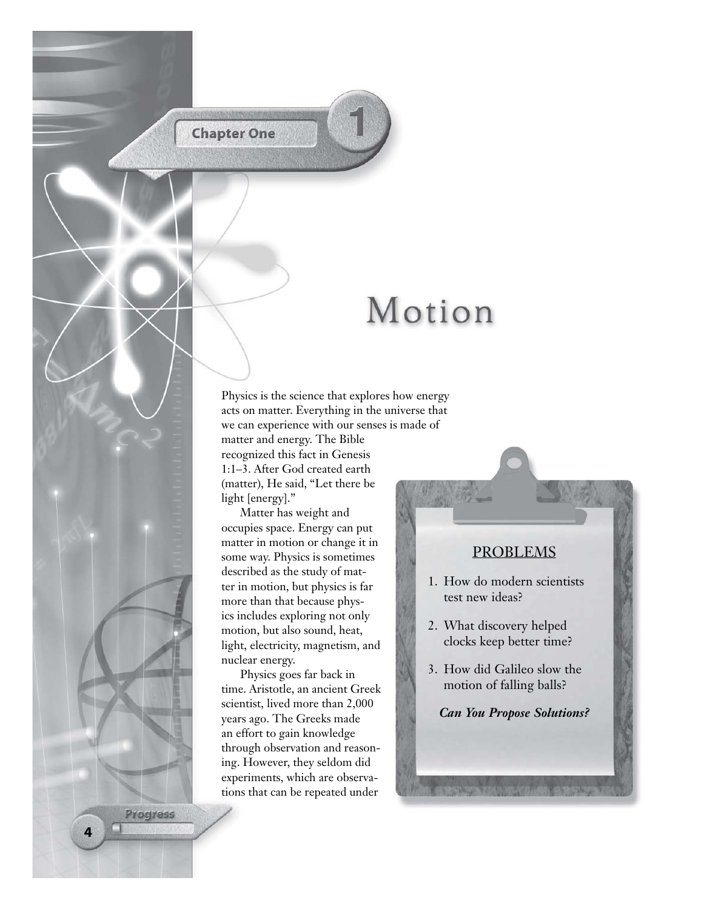Chapter One

# Motion

Physics is the science that explores how energy acts on matter. Everything in the universe that we can experience with our senses is made of matter and energy. The Bible recognized this fact in Genesis 1:1–3. After God created earth (matter), He said, "Let there be light [energy]."

Matter has weight and occupies space. Energy can put matter in motion or change it in some way. Physics is sometimes described as the study of matter in motion, but physics is far more than that because physics includes exploring not only motion, but also sound, heat, light, electricity, magnetism, and nuclear energy.

Physics goes far back in time. Aristotle, an ancient Greek scientist, lived more than 2,000 years ago. The Greeks made an effort to gain knowledge through observation and reasoning. However, they seldom did experiments, which are observations that can be repeated under

## PROBLEMS

1. How do modern scientists test new ideas?
2. What discovery helped clocks keep better time?
3. How did Galileo slow the motion of falling balls?

***Can You Propose Solutions?***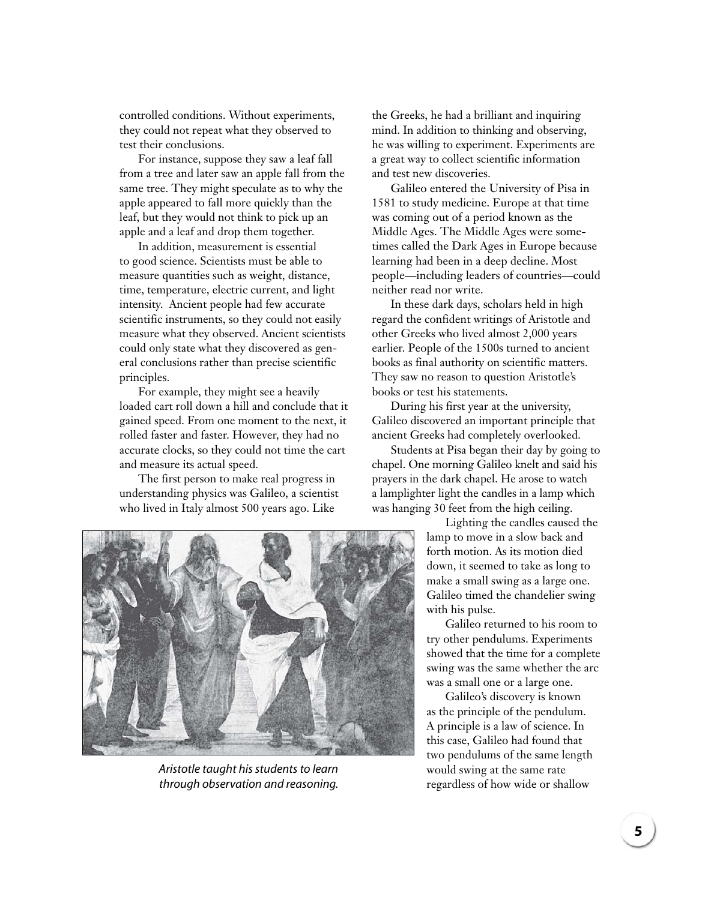controlled conditions. Without experiments, they could not repeat what they observed to test their conclusions.

For instance, suppose they saw a leaf fall from a tree and later saw an apple fall from the same tree. They might speculate as to why the apple appeared to fall more quickly than the leaf, but they would not think to pick up an apple and a leaf and drop them together.

In addition, measurement is essential to good science. Scientists must be able to measure quantities such as weight, distance, time, temperature, electric current, and light intensity. Ancient people had few accurate scientific instruments, so they could not easily measure what they observed. Ancient scientists could only state what they discovered as general conclusions rather than precise scientific principles.

For example, they might see a heavily loaded cart roll down a hill and conclude that it gained speed. From one moment to the next, it rolled faster and faster. However, they had no accurate clocks, so they could not time the cart and measure its actual speed.

The first person to make real progress in understanding physics was Galileo, a scientist who lived in Italy almost 500 years ago. Like the Greeks, he had a brilliant and inquiring mind. In addition to thinking and observing, he was willing to experiment. Experiments are a great way to collect scientific information and test new discoveries.

Galileo entered the University of Pisa in 1581 to study medicine. Europe at that time was coming out of a period known as the Middle Ages. The Middle Ages were sometimes called the Dark Ages in Europe because learning had been in a deep decline. Most people—including leaders of countries—could neither read nor write.

In these dark days, scholars held in high regard the confident writings of Aristotle and other Greeks who lived almost 2,000 years earlier. People of the 1500s turned to ancient books as final authority on scientific matters. They saw no reason to question Aristotle's books or test his statements.

During his first year at the university, Galileo discovered an important principle that ancient Greeks had completely overlooked.

Students at Pisa began their day by going to chapel. One morning Galileo knelt and said his prayers in the dark chapel. He arose to watch a lamplighter light the candles in a lamp which was hanging 30 feet from the high ceiling.

Lighting the candles caused the lamp to move in a slow back and forth motion. As its motion died down, it seemed to take as long to make a small swing as a large one. Galileo timed the chandelier swing with his pulse.

Galileo returned to his room to try other pendulums. Experiments showed that the time for a complete swing was the same whether the arc was a small one or a large one.

Galileo's discovery is known as the principle of the pendulum. A principle is a law of science. In this case, Galileo had found that two pendulums of the same length would swing at the same rate regardless of how wide or shallow

*Aristotle taught his students to learn through observation and reasoning.*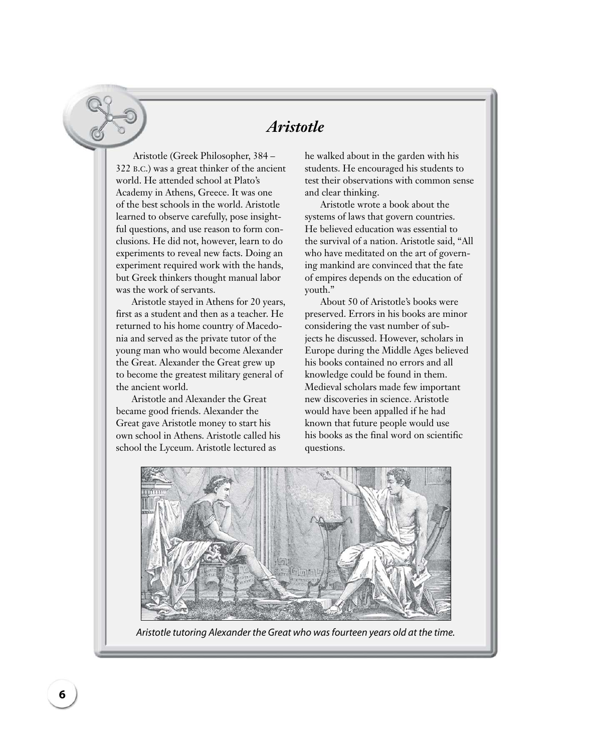# *Aristotle*

Aristotle (Greek Philosopher, 384 – 322 B.C.) was a great thinker of the ancient world. He attended school at Plato's Academy in Athens, Greece. It was one of the best schools in the world. Aristotle learned to observe carefully, pose insightful questions, and use reason to form conclusions. He did not, however, learn to do experiments to reveal new facts. Doing an experiment required work with the hands, but Greek thinkers thought manual labor was the work of servants.

Aristotle stayed in Athens for 20 years, first as a student and then as a teacher. He returned to his home country of Macedonia and served as the private tutor of the young man who would become Alexander the Great. Alexander the Great grew up to become the greatest military general of the ancient world.

Aristotle and Alexander the Great became good friends. Alexander the Great gave Aristotle money to start his own school in Athens. Aristotle called his school the Lyceum. Aristotle lectured as he walked about in the garden with his students. He encouraged his students to test their observations with common sense and clear thinking.

Aristotle wrote a book about the systems of laws that govern countries. He believed education was essential to the survival of a nation. Aristotle said, "All who have meditated on the art of governing mankind are convinced that the fate of empires depends on the education of youth."

About 50 of Aristotle's books were preserved. Errors in his books are minor considering the vast number of subjects he discussed. However, scholars in Europe during the Middle Ages believed his books contained no errors and all knowledge could be found in them. Medieval scholars made few important new discoveries in science. Aristotle would have been appalled if he had known that future people would use his books as the final word on scientific questions.

*Aristotle tutoring Alexander the Great who was fourteen years old at the time.*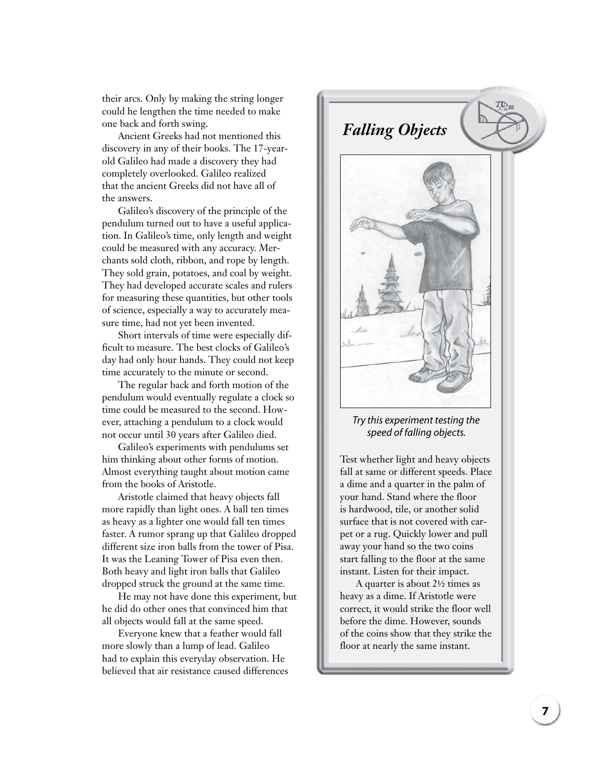their arcs. Only by making the string longer could he lengthen the time needed to make one back and forth swing.

Ancient Greeks had not mentioned this discovery in any of their books. The 17-year-old Galileo had made a discovery they had completely overlooked. Galileo realized that the ancient Greeks did not have all of the answers.

Galileo's discovery of the principle of the pendulum turned out to have a useful application. In Galileo's time, only length and weight could be measured with any accuracy. Merchants sold cloth, ribbon, and rope by length. They sold grain, potatoes, and coal by weight. They had developed accurate scales and rulers for measuring these quantities, but other tools of science, especially a way to accurately measure time, had not yet been invented.

Short intervals of time were especially difficult to measure. The best clocks of Galileo's day had only hour hands. They could not keep time accurately to the minute or second.

The regular back and forth motion of the pendulum would eventually regulate a clock so time could be measured to the second. However, attaching a pendulum to a clock would not occur until 30 years after Galileo died.

Galileo's experiments with pendulums set him thinking about other forms of motion. Almost everything taught about motion came from the books of Aristotle.

Aristotle claimed that heavy objects fall more rapidly than light ones. A ball ten times as heavy as a lighter one would fall ten times faster. A rumor sprang up that Galileo dropped different size iron balls from the tower of Pisa. It was the Leaning Tower of Pisa even then. Both heavy and light iron balls that Galileo dropped struck the ground at the same time.

He may not have done this experiment, but he did do other ones that convinced him that all objects would fall at the same speed.

Everyone knew that a feather would fall more slowly than a lump of lead. Galileo had to explain this everyday observation. He believed that air resistance caused differences

## *Falling Objects*

*Try this experiment testing the speed of falling objects.*

Test whether light and heavy objects fall at same or different speeds. Place a dime and a quarter in the palm of your hand. Stand where the floor is hardwood, tile, or another solid surface that is not covered with carpet or a rug. Quickly lower and pull away your hand so the two coins start falling to the floor at the same instant. Listen for their impact.

A quarter is about 2½ times as heavy as a dime. If Aristotle were correct, it would strike the floor well before the dime. However, sounds of the coins show that they strike the floor at nearly the same instant.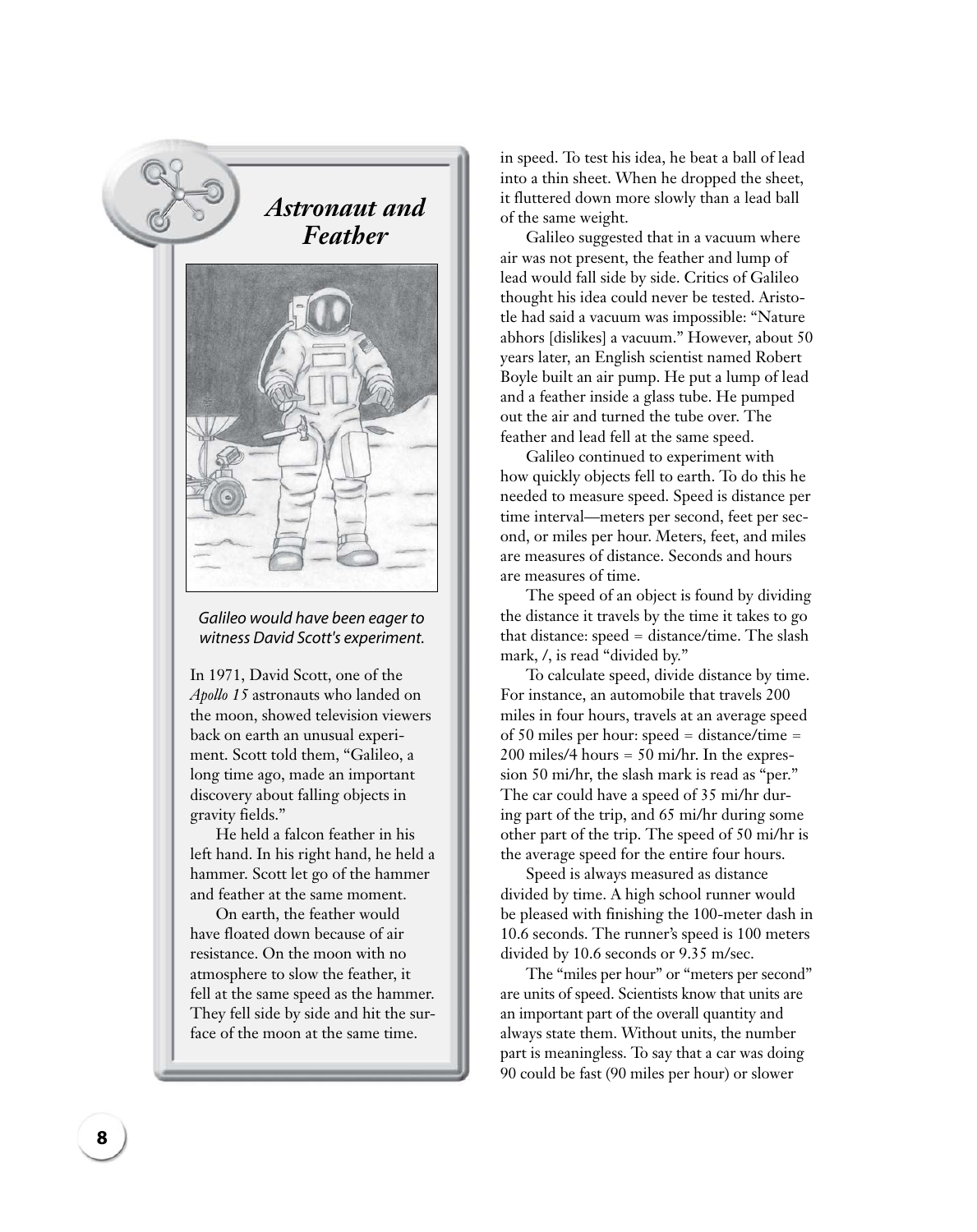## *Astronaut and Feather*

*Galileo would have been eager to witness David Scott's experiment.*

In 1971, David Scott, one of the *Apollo 15* astronauts who landed on the moon, showed television viewers back on earth an unusual experiment. Scott told them, "Galileo, a long time ago, made an important discovery about falling objects in gravity fields."

He held a falcon feather in his left hand. In his right hand, he held a hammer. Scott let go of the hammer and feather at the same moment.

On earth, the feather would have floated down because of air resistance. On the moon with no atmosphere to slow the feather, it fell at the same speed as the hammer. They fell side by side and hit the surface of the moon at the same time.

---

in speed. To test his idea, he beat a ball of lead into a thin sheet. When he dropped the sheet, it fluttered down more slowly than a lead ball of the same weight.

Galileo suggested that in a vacuum where air was not present, the feather and lump of lead would fall side by side. Critics of Galileo thought his idea could never be tested. Aristotle had said a vacuum was impossible: "Nature abhors [dislikes] a vacuum." However, about 50 years later, an English scientist named Robert Boyle built an air pump. He put a lump of lead and a feather inside a glass tube. He pumped out the air and turned the tube over. The feather and lead fell at the same speed.

Galileo continued to experiment with how quickly objects fell to earth. To do this he needed to measure speed. Speed is distance per time interval—meters per second, feet per second, or miles per hour. Meters, feet, and miles are measures of distance. Seconds and hours are measures of time.

The speed of an object is found by dividing the distance it travels by the time it takes to go that distance: speed = distance/time. The slash mark, /, is read "divided by."

To calculate speed, divide distance by time. For instance, an automobile that travels 200 miles in four hours, travels at an average speed of 50 miles per hour: speed = distance/time = 200 miles/4 hours = 50 mi/hr. In the expression 50 mi/hr, the slash mark is read as "per." The car could have a speed of 35 mi/hr during part of the trip, and 65 mi/hr during some other part of the trip. The speed of 50 mi/hr is the average speed for the entire four hours.

Speed is always measured as distance divided by time. A high school runner would be pleased with finishing the 100-meter dash in 10.6 seconds. The runner's speed is 100 meters divided by 10.6 seconds or 9.35 m/sec.

The "miles per hour" or "meters per second" are units of speed. Scientists know that units are an important part of the overall quantity and always state them. Without units, the number part is meaningless. To say that a car was doing 90 could be fast (90 miles per hour) or slower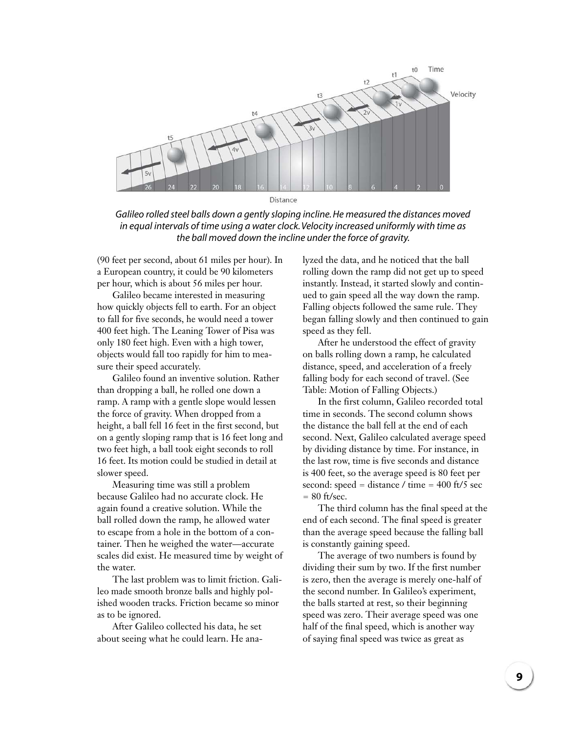*Galileo rolled steel balls down a gently sloping incline. He measured the distances moved in equal intervals of time using a water clock. Velocity increased uniformly with time as the ball moved down the incline under the force of gravity.*

(90 feet per second, about 61 miles per hour). In a European country, it could be 90 kilometers per hour, which is about 56 miles per hour.

Galileo became interested in measuring how quickly objects fell to earth. For an object to fall for five seconds, he would need a tower 400 feet high. The Leaning Tower of Pisa was only 180 feet high. Even with a high tower, objects would fall too rapidly for him to measure their speed accurately.

Galileo found an inventive solution. Rather than dropping a ball, he rolled one down a ramp. A ramp with a gentle slope would lessen the force of gravity. When dropped from a height, a ball fell 16 feet in the first second, but on a gently sloping ramp that is 16 feet long and two feet high, a ball took eight seconds to roll 16 feet. Its motion could be studied in detail at slower speed.

Measuring time was still a problem because Galileo had no accurate clock. He again found a creative solution. While the ball rolled down the ramp, he allowed water to escape from a hole in the bottom of a container. Then he weighed the water—accurate scales did exist. He measured time by weight of the water.

The last problem was to limit friction. Galileo made smooth bronze balls and highly polished wooden tracks. Friction became so minor as to be ignored.

After Galileo collected his data, he set about seeing what he could learn. He analyzed the data, and he noticed that the ball rolling down the ramp did not get up to speed instantly. Instead, it started slowly and continued to gain speed all the way down the ramp. Falling objects followed the same rule. They began falling slowly and then continued to gain speed as they fell.

After he understood the effect of gravity on balls rolling down a ramp, he calculated distance, speed, and acceleration of a freely falling body for each second of travel. (See Table: Motion of Falling Objects.)

In the first column, Galileo recorded total time in seconds. The second column shows the distance the ball fell at the end of each second. Next, Galileo calculated average speed by dividing distance by time. For instance, in the last row, time is five seconds and distance is 400 feet, so the average speed is 80 feet per second: speed = distance / time = 400 ft/5 sec = 80 ft/sec.

The third column has the final speed at the end of each second. The final speed is greater than the average speed because the falling ball is constantly gaining speed.

The average of two numbers is found by dividing their sum by two. If the first number is zero, then the average is merely one-half of the second number. In Galileo's experiment, the balls started at rest, so their beginning speed was zero. Their average speed was one half of the final speed, which is another way of saying final speed was twice as great as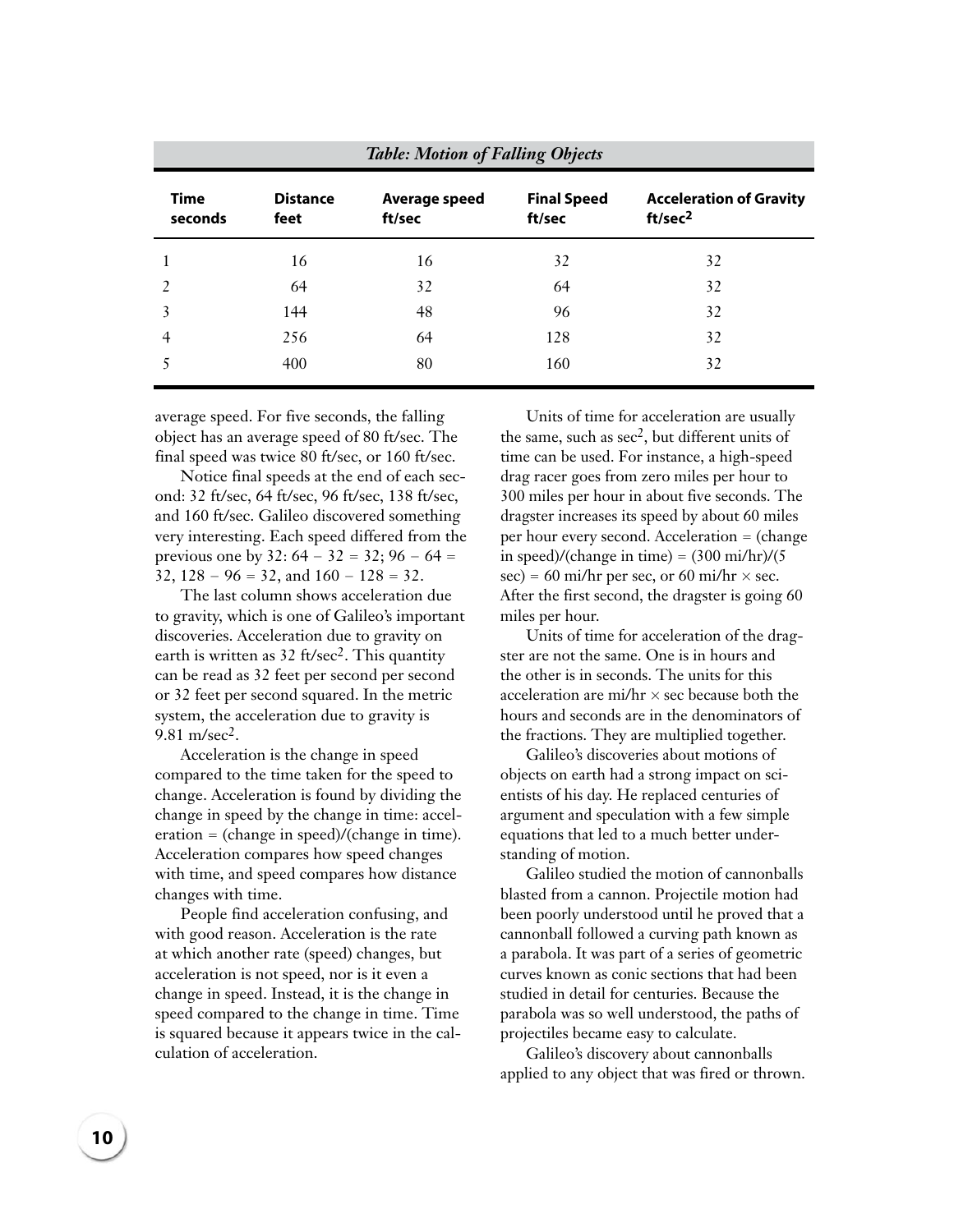*Table: Motion of Falling Objects*

| Time seconds | Distance feet | Average speed ft/sec | Final Speed ft/sec | Acceleration of Gravity ft/sec$^2$ |
|---|---|---|---|---|
| 1 | 16 | 16 | 32 | 32 |
| 2 | 64 | 32 | 64 | 32 |
| 3 | 144 | 48 | 96 | 32 |
| 4 | 256 | 64 | 128 | 32 |
| 5 | 400 | 80 | 160 | 32 |

average speed. For five seconds, the falling object has an average speed of 80 ft/sec. The final speed was twice 80 ft/sec, or 160 ft/sec.

Notice final speeds at the end of each second: 32 ft/sec, 64 ft/sec, 96 ft/sec, 138 ft/sec, and 160 ft/sec. Galileo discovered something very interesting. Each speed differed from the previous one by 32: $64 - 32 = 32$; $96 - 64 = 32$, $128 - 96 = 32$, and $160 - 128 = 32$.

The last column shows acceleration due to gravity, which is one of Galileo's important discoveries. Acceleration due to gravity on earth is written as 32 ft/sec$^2$. This quantity can be read as 32 feet per second per second or 32 feet per second squared. In the metric system, the acceleration due to gravity is 9.81 m/sec$^2$.

Acceleration is the change in speed compared to the time taken for the speed to change. Acceleration is found by dividing the change in speed by the change in time: acceleration = (change in speed)/(change in time). Acceleration compares how speed changes with time, and speed compares how distance changes with time.

People find acceleration confusing, and with good reason. Acceleration is the rate at which another rate (speed) changes, but acceleration is not speed, nor is it even a change in speed. Instead, it is the change in speed compared to the change in time. Time is squared because it appears twice in the calculation of acceleration.

Units of time for acceleration are usually the same, such as sec$^2$, but different units of time can be used. For instance, a high-speed drag racer goes from zero miles per hour to 300 miles per hour in about five seconds. The dragster increases its speed by about 60 miles per hour every second. Acceleration = (change in speed)/(change in time) = (300 mi/hr)/(5 sec) = 60 mi/hr per sec, or 60 mi/hr $\times$ sec. After the first second, the dragster is going 60 miles per hour.

Units of time for acceleration of the dragster are not the same. One is in hours and the other is in seconds. The units for this acceleration are mi/hr $\times$ sec because both the hours and seconds are in the denominators of the fractions. They are multiplied together.

Galileo's discoveries about motions of objects on earth had a strong impact on scientists of his day. He replaced centuries of argument and speculation with a few simple equations that led to a much better understanding of motion.

Galileo studied the motion of cannonballs blasted from a cannon. Projectile motion had been poorly understood until he proved that a cannonball followed a curving path known as a parabola. It was part of a series of geometric curves known as conic sections that had been studied in detail for centuries. Because the parabola was so well understood, the paths of projectiles became easy to calculate.

Galileo's discovery about cannonballs applied to any object that was fired or thrown.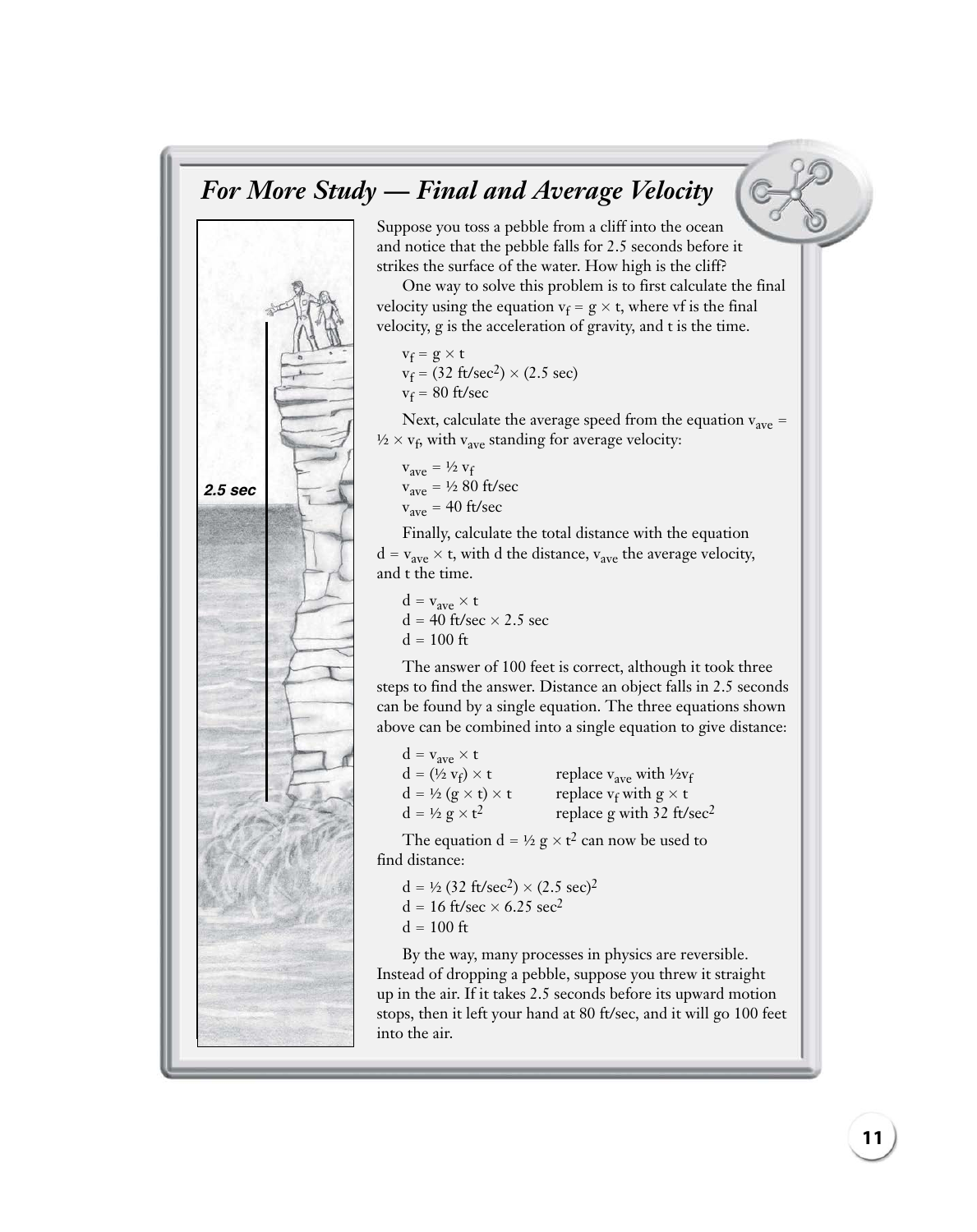## *For More Study — Final and Average Velocity*

2.5 sec

Suppose you toss a pebble from a cliff into the ocean and notice that the pebble falls for 2.5 seconds before it strikes the surface of the water. How high is the cliff?

One way to solve this problem is to first calculate the final velocity using the equation $v_f = g \times t$, where vf is the final velocity, g is the acceleration of gravity, and t is the time.

$$v_f = g \times t$$
$$v_f = (32 \text{ ft/sec}^2) \times (2.5 \text{ sec})$$
$$v_f = 80 \text{ ft/sec}$$

Next, calculate the average speed from the equation $v_{ave} = ½ \times v_f$, with $v_{ave}$ standing for average velocity:

$$v_{ave} = ½\, v_f$$
$$v_{ave} = ½\ 80 \text{ ft/sec}$$
$$v_{ave} = 40 \text{ ft/sec}$$

Finally, calculate the total distance with the equation $d = v_{ave} \times t$, with d the distance, $v_{ave}$ the average velocity, and t the time.

$$d = v_{ave} \times t$$
$$d = 40 \text{ ft/sec} \times 2.5 \text{ sec}$$
$$d = 100 \text{ ft}$$

The answer of 100 feet is correct, although it took three steps to find the answer. Distance an object falls in 2.5 seconds can be found by a single equation. The three equations shown above can be combined into a single equation to give distance:

| | |
|---|---|
| $d = v_{ave} \times t$ | |
| $d = (½\, v_f) \times t$ | replace $v_{ave}$ with $½v_f$ |
| $d = ½\,(g \times t) \times t$ | replace $v_f$ with $g \times t$ |
| $d = ½\, g \times t^2$ | replace g with 32 ft/sec$^2$ |

The equation $d = ½\, g \times t^2$ can now be used to find distance:

$$d = ½\,(32 \text{ ft/sec}^2) \times (2.5 \text{ sec})^2$$
$$d = 16 \text{ ft/sec} \times 6.25 \text{ sec}^2$$
$$d = 100 \text{ ft}$$

By the way, many processes in physics are reversible. Instead of dropping a pebble, suppose you threw it straight up in the air. If it takes 2.5 seconds before its upward motion stops, then it left your hand at 80 ft/sec, and it will go 100 feet into the air.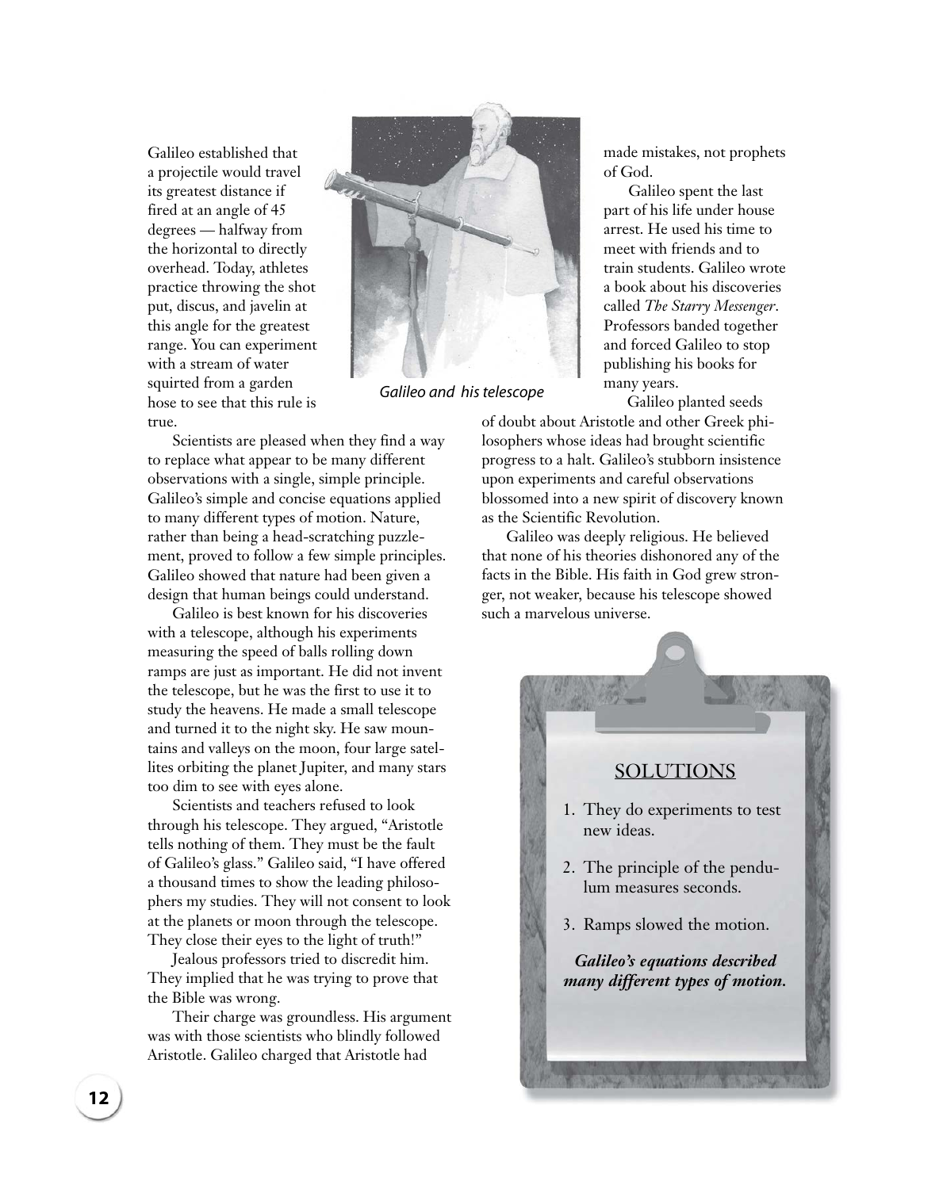Galileo established that a projectile would travel its greatest distance if fired at an angle of 45 degrees — halfway from the horizontal to directly overhead. Today, athletes practice throwing the shot put, discus, and javelin at this angle for the greatest range. You can experiment with a stream of water squirted from a garden hose to see that this rule is true.

*Galileo and his telescope*

Scientists are pleased when they find a way to replace what appear to be many different observations with a single, simple principle. Galileo's simple and concise equations applied to many different types of motion. Nature, rather than being a head-scratching puzzlement, proved to follow a few simple principles. Galileo showed that nature had been given a design that human beings could understand.

Galileo is best known for his discoveries with a telescope, although his experiments measuring the speed of balls rolling down ramps are just as important. He did not invent the telescope, but he was the first to use it to study the heavens. He made a small telescope and turned it to the night sky. He saw mountains and valleys on the moon, four large satellites orbiting the planet Jupiter, and many stars too dim to see with eyes alone.

Scientists and teachers refused to look through his telescope. They argued, "Aristotle tells nothing of them. They must be the fault of Galileo's glass." Galileo said, "I have offered a thousand times to show the leading philosophers my studies. They will not consent to look at the planets or moon through the telescope. They close their eyes to the light of truth!"

Jealous professors tried to discredit him. They implied that he was trying to prove that the Bible was wrong.

Their charge was groundless. His argument was with those scientists who blindly followed Aristotle. Galileo charged that Aristotle had made mistakes, not prophets of God.

Galileo spent the last part of his life under house arrest. He used his time to meet with friends and to train students. Galileo wrote a book about his discoveries called *The Starry Messenger*. Professors banded together and forced Galileo to stop publishing his books for many years.

Galileo planted seeds of doubt about Aristotle and other Greek philosophers whose ideas had brought scientific progress to a halt. Galileo's stubborn insistence upon experiments and careful observations blossomed into a new spirit of discovery known as the Scientific Revolution.

Galileo was deeply religious. He believed that none of his theories dishonored any of the facts in the Bible. His faith in God grew stronger, not weaker, because his telescope showed such a marvelous universe.

## SOLUTIONS

1. They do experiments to test new ideas.
2. The principle of the pendulum measures seconds.
3. Ramps slowed the motion.

***Galileo's equations described many different types of motion.***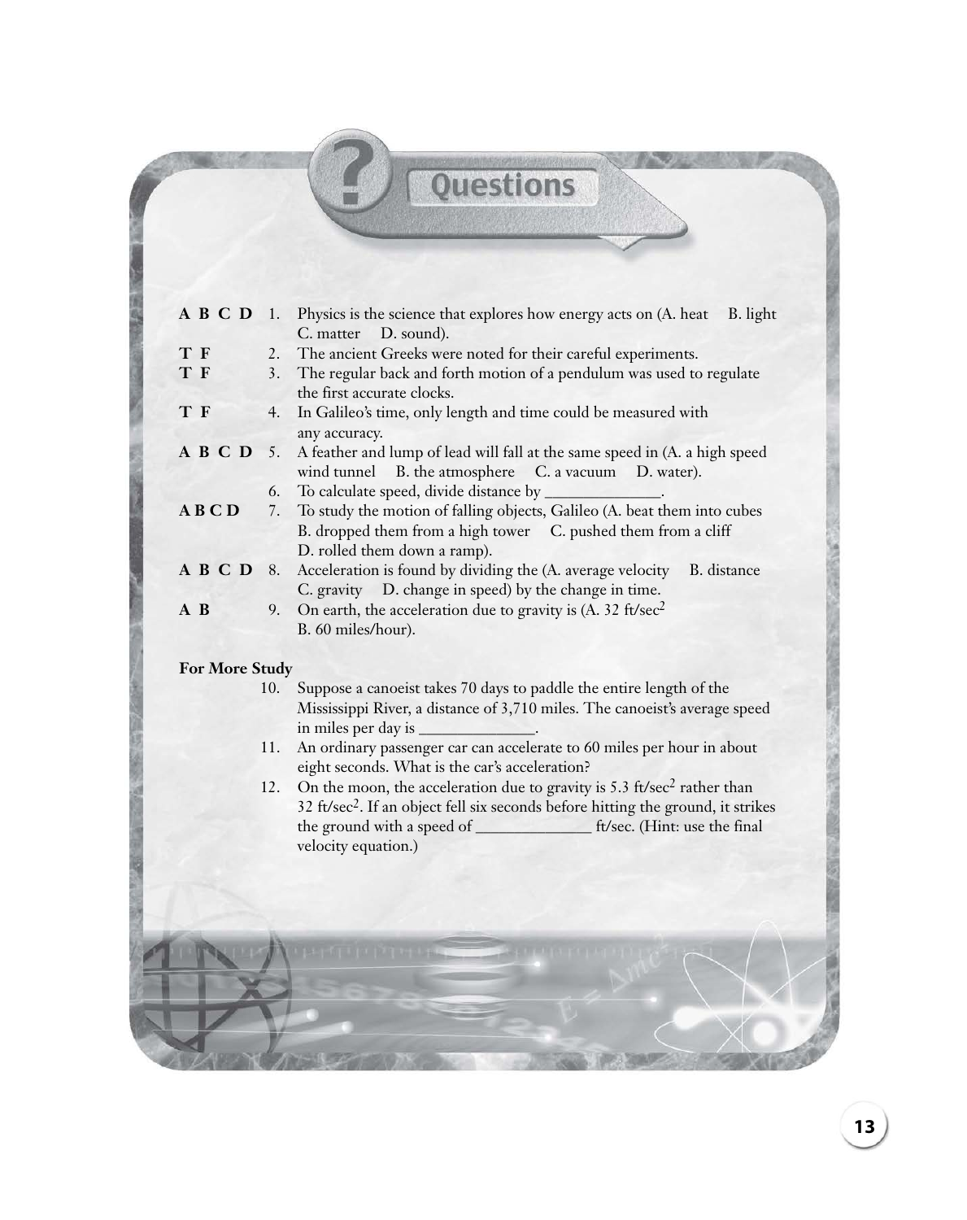# Questions

A B C D 1. Physics is the science that explores how energy acts on (A. heat B. light C. matter D. sound).

T F 2. The ancient Greeks were noted for their careful experiments.

T F 3. The regular back and forth motion of a pendulum was used to regulate the first accurate clocks.

T F 4. In Galileo's time, only length and time could be measured with any accuracy.

A B C D 5. A feather and lump of lead will fall at the same speed in (A. a high speed wind tunnel B. the atmosphere C. a vacuum D. water).

6. To calculate speed, divide distance by _____________.

A B C D 7. To study the motion of falling objects, Galileo (A. beat them into cubes B. dropped them from a high tower C. pushed them from a cliff D. rolled them down a ramp).

A B C D 8. Acceleration is found by dividing the (A. average velocity B. distance C. gravity D. change in speed) by the change in time.

A B 9. On earth, the acceleration due to gravity is (A. 32 ft/sec$^2$ B. 60 miles/hour).

**For More Study**

10. Suppose a canoeist takes 70 days to paddle the entire length of the Mississippi River, a distance of 3,710 miles. The canoeist's average speed in miles per day is _____________.

11. An ordinary passenger car can accelerate to 60 miles per hour in about eight seconds. What is the car's acceleration?

12. On the moon, the acceleration due to gravity is 5.3 ft/sec$^2$ rather than 32 ft/sec$^2$. If an object fell six seconds before hitting the ground, it strikes the ground with a speed of _____________ ft/sec. (Hint: use the final velocity equation.)